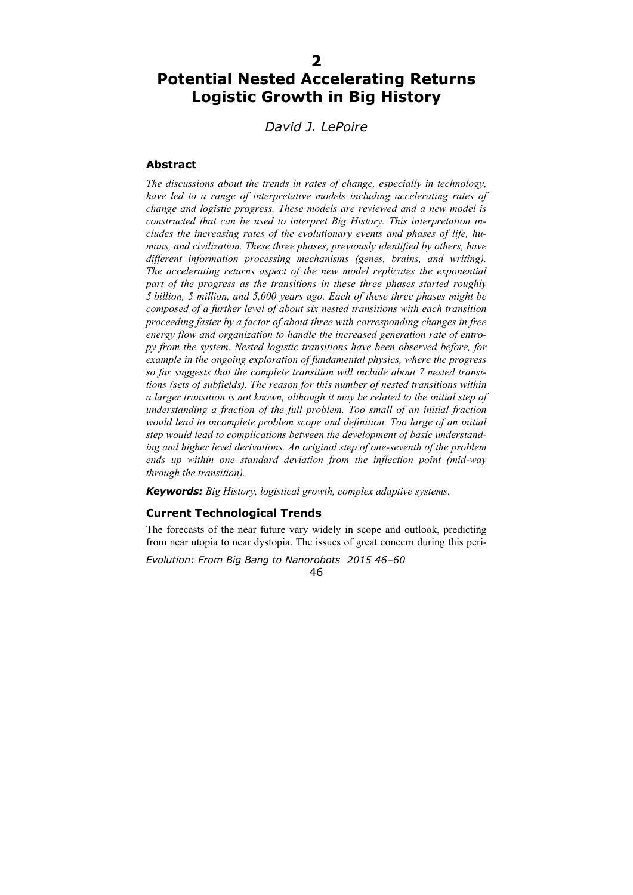# 2 Potential Nested Accelerating Returns Logistic Growth in Big History

*David J. LePoire*

### Abstract

*The discussions about the trends in rates of change, especially in technology, have led to a range of interpretative models including accelerating rates of change and logistic progress. These models are reviewed and a new model is constructed that can be used to interpret Big History. This interpretation includes the increasing rates of the evolutionary events and phases of life, humans, and civilization. These three phases, previously identified by others, have different information processing mechanisms (genes, brains, and writing). The accelerating returns aspect of the new model replicates the exponential part of the progress as the transitions in these three phases started roughly 5 billion, 5 million, and 5,000 years ago. Each of these three phases might be composed of a further level of about six nested transitions with each transition proceeding faster by a factor of about three with corresponding changes in free energy flow and organization to handle the increased generation rate of entropy from the system. Nested logistic transitions have been observed before, for example in the ongoing exploration of fundamental physics, where the progress so far suggests that the complete transition will include about 7 nested transitions (sets of subfields). The reason for this number of nested transitions within a larger transition is not known, although it may be related to the initial step of understanding a fraction of the full problem. Too small of an initial fraction would lead to incomplete problem scope and definition. Too large of an initial step would lead to complications between the development of basic understanding and higher level derivations. An original step of one-seventh of the problem ends up within one standard deviation from the inflection point (mid-way through the transition).*

***Keywords:*** *Big History, logistical growth, complex adaptive systems.*

### Current Technological Trends

The forecasts of the near future vary widely in scope and outlook, predicting from near utopia to near dystopia. The issues of great concern during this peri-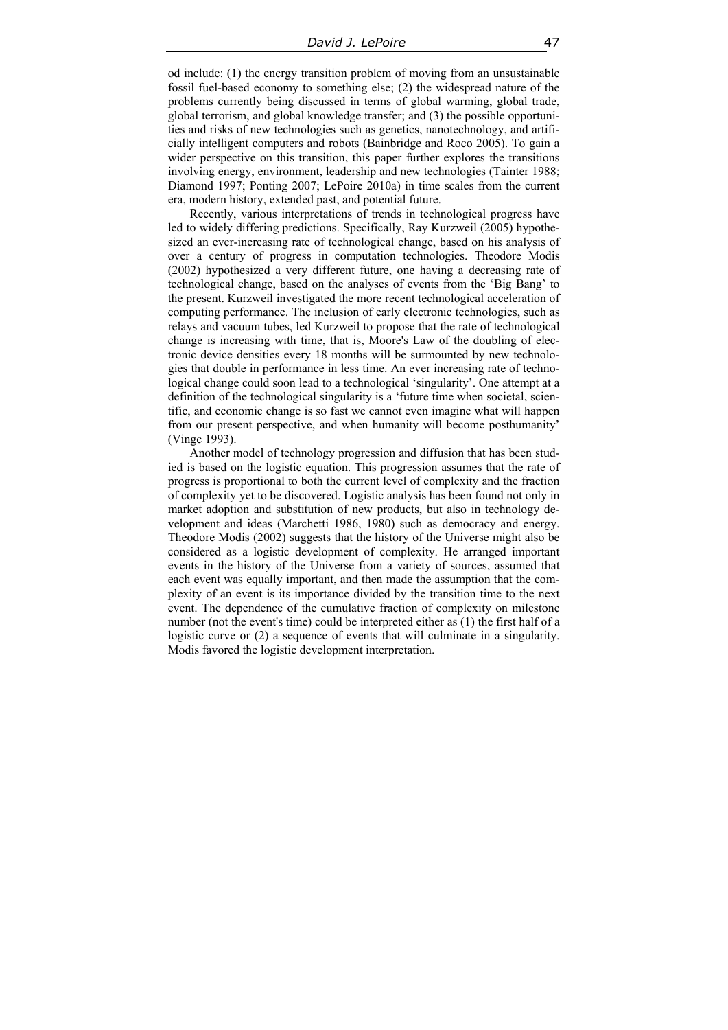od include: (1) the energy transition problem of moving from an unsustainable fossil fuel-based economy to something else; (2) the widespread nature of the problems currently being discussed in terms of global warming, global trade, global terrorism, and global knowledge transfer; and (3) the possible opportunities and risks of new technologies such as genetics, nanotechnology, and artificially intelligent computers and robots (Bainbridge and Roco 2005). To gain a wider perspective on this transition, this paper further explores the transitions involving energy, environment, leadership and new technologies (Tainter 1988; Diamond 1997; Ponting 2007; LePoire 2010a) in time scales from the current era, modern history, extended past, and potential future.

Recently, various interpretations of trends in technological progress have led to widely differing predictions. Specifically, Ray Kurzweil (2005) hypothesized an ever-increasing rate of technological change, based on his analysis of over a century of progress in computation technologies. Theodore Modis (2002) hypothesized a very different future, one having a decreasing rate of technological change, based on the analyses of events from the 'Big Bang' to the present. Kurzweil investigated the more recent technological acceleration of computing performance. The inclusion of early electronic technologies, such as relays and vacuum tubes, led Kurzweil to propose that the rate of technological change is increasing with time, that is, Moore's Law of the doubling of electronic device densities every 18 months will be surmounted by new technologies that double in performance in less time. An ever increasing rate of technological change could soon lead to a technological 'singularity'. One attempt at a definition of the technological singularity is a 'future time when societal, scientific, and economic change is so fast we cannot even imagine what will happen from our present perspective, and when humanity will become posthumanity' (Vinge 1993).

Another model of technology progression and diffusion that has been studied is based on the logistic equation. This progression assumes that the rate of progress is proportional to both the current level of complexity and the fraction of complexity yet to be discovered. Logistic analysis has been found not only in market adoption and substitution of new products, but also in technology development and ideas (Marchetti 1986, 1980) such as democracy and energy. Theodore Modis (2002) suggests that the history of the Universe might also be considered as a logistic development of complexity. He arranged important events in the history of the Universe from a variety of sources, assumed that each event was equally important, and then made the assumption that the complexity of an event is its importance divided by the transition time to the next event. The dependence of the cumulative fraction of complexity on milestone number (not the event's time) could be interpreted either as (1) the first half of a logistic curve or (2) a sequence of events that will culminate in a singularity. Modis favored the logistic development interpretation.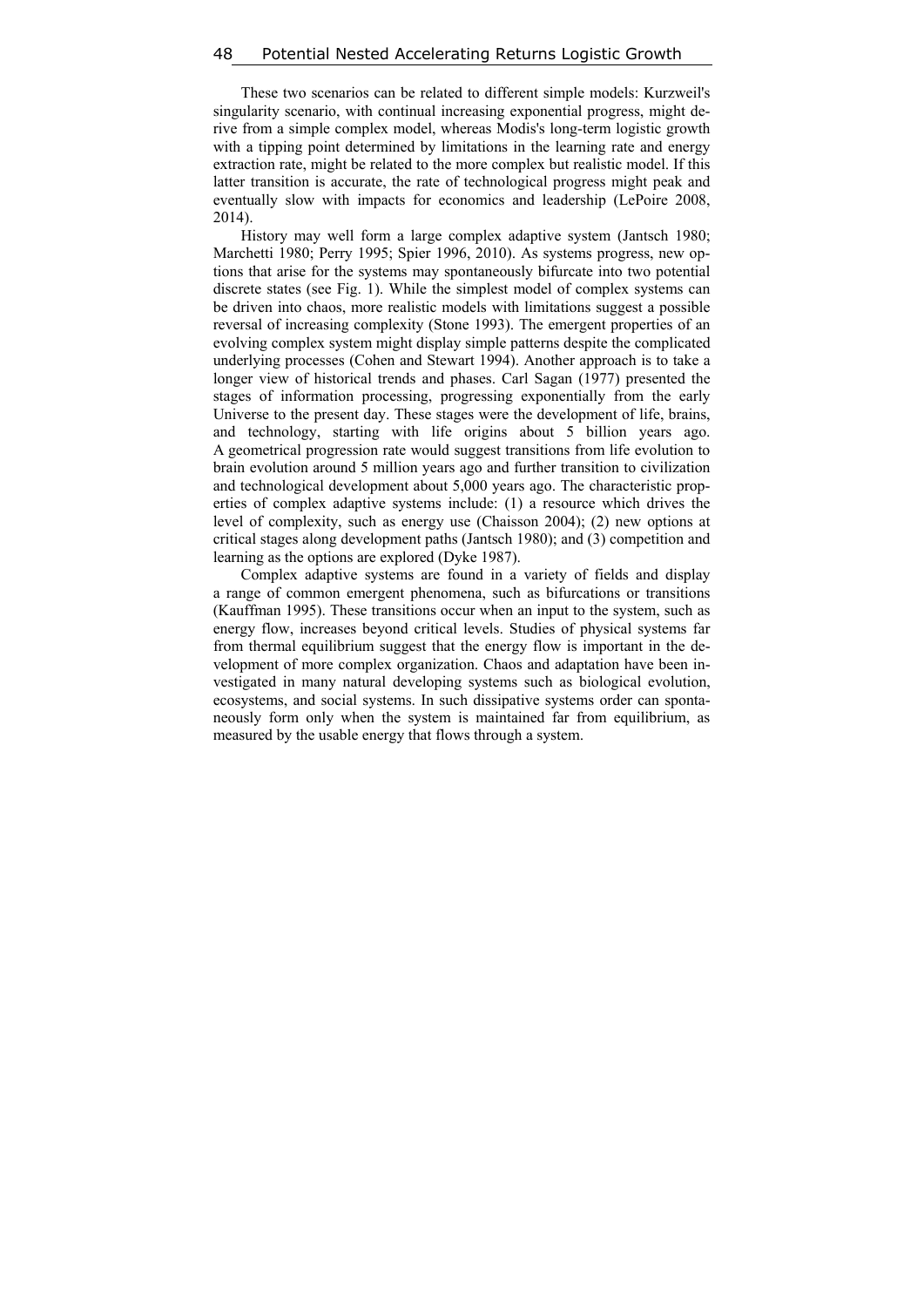These two scenarios can be related to different simple models: Kurzweil's singularity scenario, with continual increasing exponential progress, might derive from a simple complex model, whereas Modis's long-term logistic growth with a tipping point determined by limitations in the learning rate and energy extraction rate, might be related to the more complex but realistic model. If this latter transition is accurate, the rate of technological progress might peak and eventually slow with impacts for economics and leadership (LePoire 2008, 2014).

History may well form a large complex adaptive system (Jantsch 1980; Marchetti 1980; Perry 1995; Spier 1996, 2010). As systems progress, new options that arise for the systems may spontaneously bifurcate into two potential discrete states (see Fig. 1). While the simplest model of complex systems can be driven into chaos, more realistic models with limitations suggest a possible reversal of increasing complexity (Stone 1993). The emergent properties of an evolving complex system might display simple patterns despite the complicated underlying processes (Cohen and Stewart 1994). Another approach is to take a longer view of historical trends and phases. Carl Sagan (1977) presented the stages of information processing, progressing exponentially from the early Universe to the present day. These stages were the development of life, brains, and technology, starting with life origins about 5 billion years ago. A geometrical progression rate would suggest transitions from life evolution to brain evolution around 5 million years ago and further transition to civilization and technological development about 5,000 years ago. The characteristic properties of complex adaptive systems include: (1) a resource which drives the level of complexity, such as energy use (Chaisson 2004); (2) new options at critical stages along development paths (Jantsch 1980); and (3) competition and learning as the options are explored (Dyke 1987).

Complex adaptive systems are found in a variety of fields and display a range of common emergent phenomena, such as bifurcations or transitions (Kauffman 1995). These transitions occur when an input to the system, such as energy flow, increases beyond critical levels. Studies of physical systems far from thermal equilibrium suggest that the energy flow is important in the development of more complex organization. Chaos and adaptation have been investigated in many natural developing systems such as biological evolution, ecosystems, and social systems. In such dissipative systems order can spontaneously form only when the system is maintained far from equilibrium, as measured by the usable energy that flows through a system.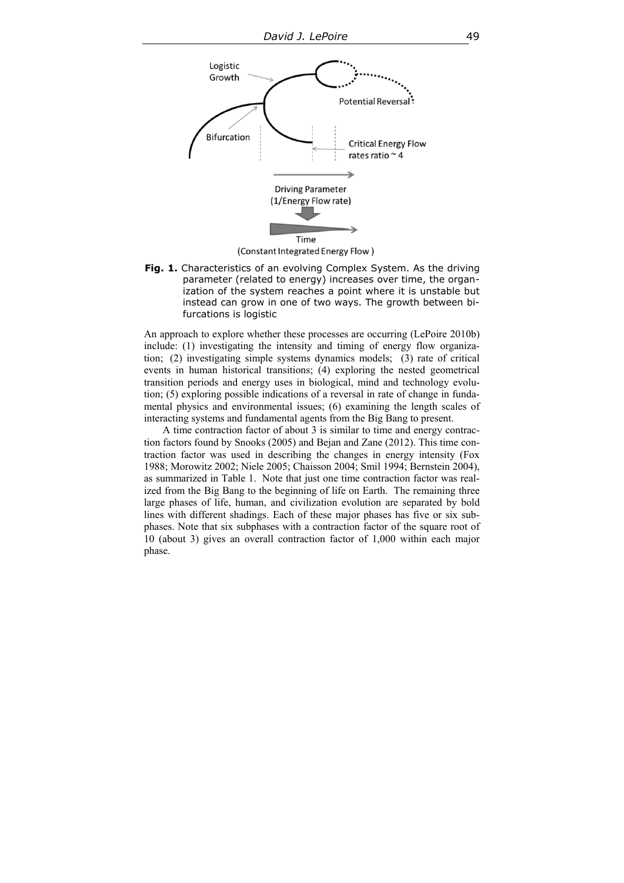**Fig. 1.** Characteristics of an evolving Complex System. As the driving parameter (related to energy) increases over time, the organization of the system reaches a point where it is unstable but instead can grow in one of two ways. The growth between bifurcations is logistic

An approach to explore whether these processes are occurring (LePoire 2010b) include: (1) investigating the intensity and timing of energy flow organization; (2) investigating simple systems dynamics models; (3) rate of critical events in human historical transitions; (4) exploring the nested geometrical transition periods and energy uses in biological, mind and technology evolution; (5) exploring possible indications of a reversal in rate of change in fundamental physics and environmental issues; (6) examining the length scales of interacting systems and fundamental agents from the Big Bang to present.

A time contraction factor of about 3 is similar to time and energy contraction factors found by Snooks (2005) and Bejan and Zane (2012). This time contraction factor was used in describing the changes in energy intensity (Fox 1988; Morowitz 2002; Niele 2005; Chaisson 2004; Smil 1994; Bernstein 2004), as summarized in Table 1. Note that just one time contraction factor was realized from the Big Bang to the beginning of life on Earth. The remaining three large phases of life, human, and civilization evolution are separated by bold lines with different shadings. Each of these major phases has five or six subphases. Note that six subphases with a contraction factor of the square root of 10 (about 3) gives an overall contraction factor of 1,000 within each major phase.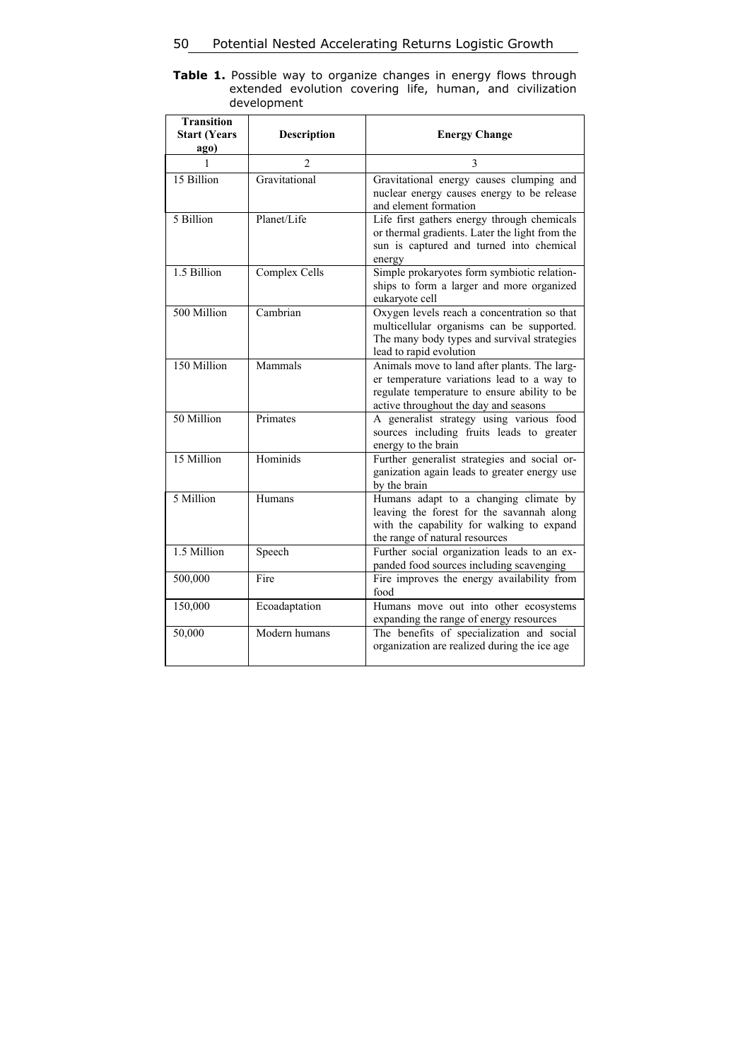**Table 1.** Possible way to organize changes in energy flows through extended evolution covering life, human, and civilization development

| Transition Start (Years ago) | Description | Energy Change |
|---|---|---|
| 1 | 2 | 3 |
| 15 Billion | Gravitational | Gravitational energy causes clumping and nuclear energy causes energy to be release and element formation |
| 5 Billion | Planet/Life | Life first gathers energy through chemicals or thermal gradients. Later the light from the sun is captured and turned into chemical energy |
| 1.5 Billion | Complex Cells | Simple prokaryotes form symbiotic relationships to form a larger and more organized eukaryote cell |
| 500 Million | Cambrian | Oxygen levels reach a concentration so that multicellular organisms can be supported. The many body types and survival strategies lead to rapid evolution |
| 150 Million | Mammals | Animals move to land after plants. The larger temperature variations lead to a way to regulate temperature to ensure ability to be active throughout the day and seasons |
| 50 Million | Primates | A generalist strategy using various food sources including fruits leads to greater energy to the brain |
| 15 Million | Hominids | Further generalist strategies and social organization again leads to greater energy use by the brain |
| 5 Million | Humans | Humans adapt to a changing climate by leaving the forest for the savannah along with the capability for walking to expand the range of natural resources |
| 1.5 Million | Speech | Further social organization leads to an expanded food sources including scavenging |
| 500,000 | Fire | Fire improves the energy availability from food |
| 150,000 | Ecoadaptation | Humans move out into other ecosystems expanding the range of energy resources |
| 50,000 | Modern humans | The benefits of specialization and social organization are realized during the ice age |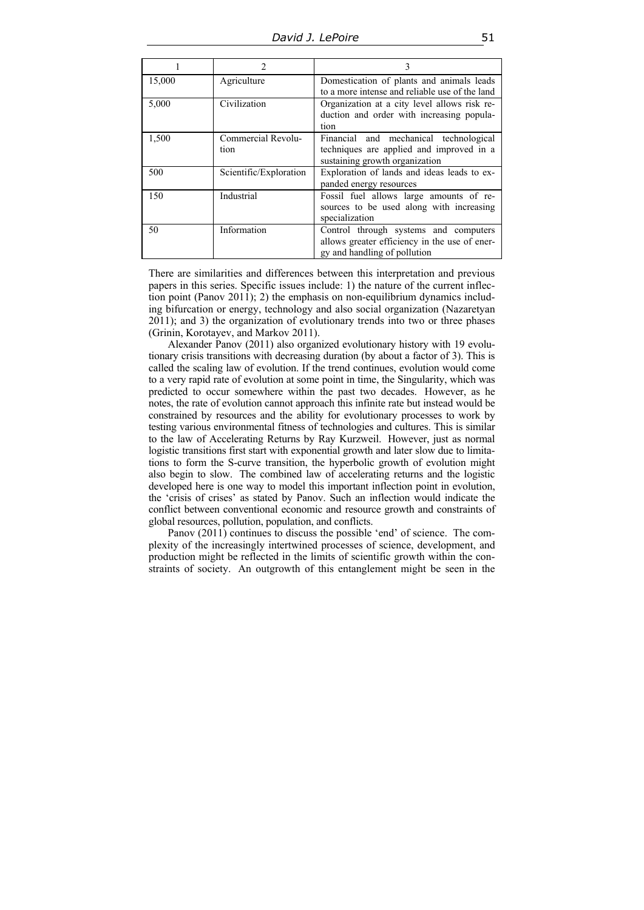| 1 | 2 | 3 |
|---|---|---|
| 15,000 | Agriculture | Domestication of plants and animals leads to a more intense and reliable use of the land |
| 5,000 | Civilization | Organization at a city level allows risk reduction and order with increasing population |
| 1,500 | Commercial Revolution | Financial and mechanical technological techniques are applied and improved in a sustaining growth organization |
| 500 | Scientific/Exploration | Exploration of lands and ideas leads to expanded energy resources |
| 150 | Industrial | Fossil fuel allows large amounts of resources to be used along with increasing specialization |
| 50 | Information | Control through systems and computers allows greater efficiency in the use of energy and handling of pollution |

There are similarities and differences between this interpretation and previous papers in this series. Specific issues include: 1) the nature of the current inflection point (Panov 2011); 2) the emphasis on non-equilibrium dynamics including bifurcation or energy, technology and also social organization (Nazaretyan 2011); and 3) the organization of evolutionary trends into two or three phases (Grinin, Korotayev, and Markov 2011).

Alexander Panov (2011) also organized evolutionary history with 19 evolutionary crisis transitions with decreasing duration (by about a factor of 3). This is called the scaling law of evolution. If the trend continues, evolution would come to a very rapid rate of evolution at some point in time, the Singularity, which was predicted to occur somewhere within the past two decades. However, as he notes, the rate of evolution cannot approach this infinite rate but instead would be constrained by resources and the ability for evolutionary processes to work by testing various environmental fitness of technologies and cultures. This is similar to the law of Accelerating Returns by Ray Kurzweil. However, just as normal logistic transitions first start with exponential growth and later slow due to limitations to form the S-curve transition, the hyperbolic growth of evolution might also begin to slow. The combined law of accelerating returns and the logistic developed here is one way to model this important inflection point in evolution, the 'crisis of crises' as stated by Panov. Such an inflection would indicate the conflict between conventional economic and resource growth and constraints of global resources, pollution, population, and conflicts.

Panov (2011) continues to discuss the possible 'end' of science. The complexity of the increasingly intertwined processes of science, development, and production might be reflected in the limits of scientific growth within the constraints of society. An outgrowth of this entanglement might be seen in the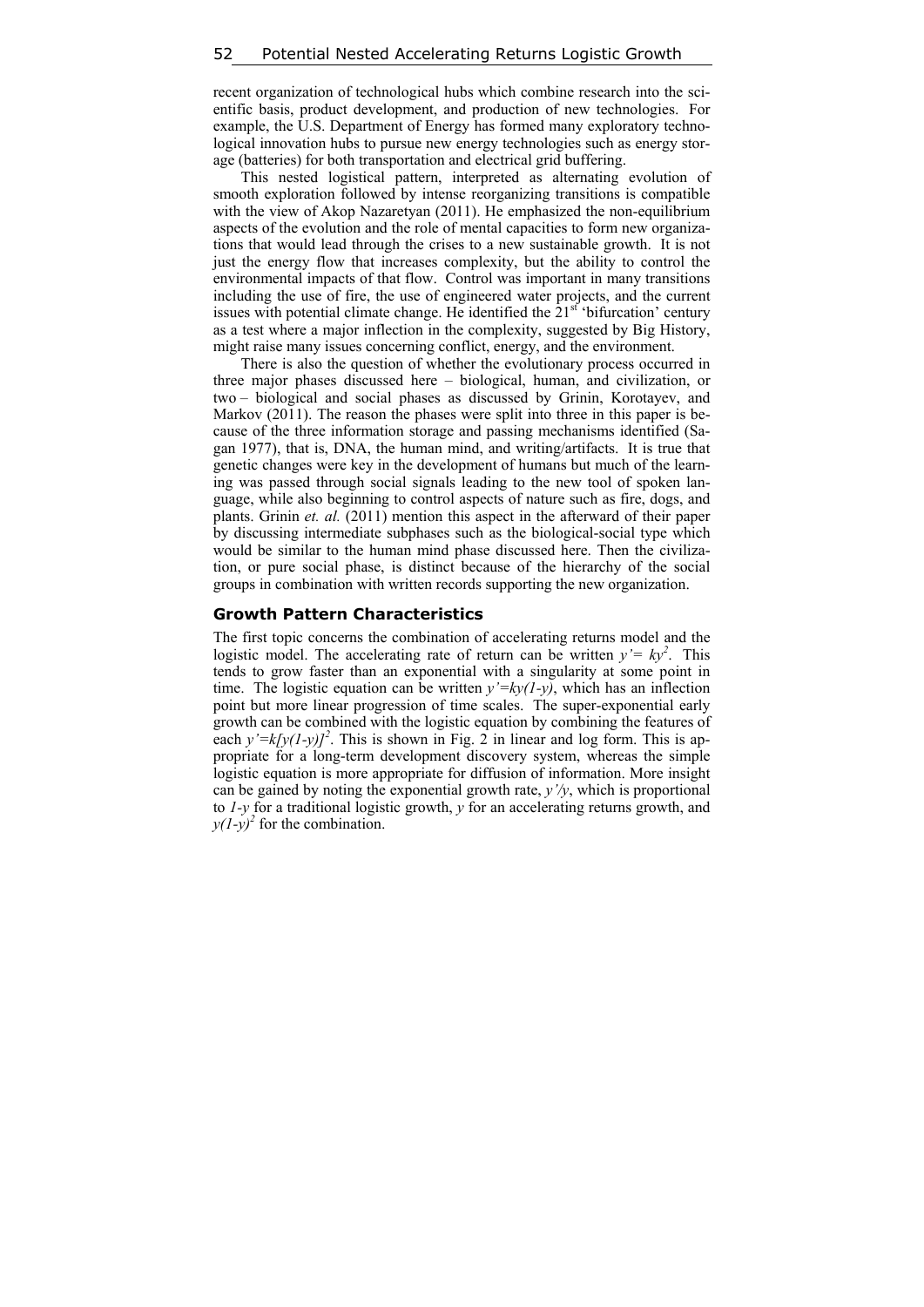recent organization of technological hubs which combine research into the scientific basis, product development, and production of new technologies. For example, the U.S. Department of Energy has formed many exploratory technological innovation hubs to pursue new energy technologies such as energy storage (batteries) for both transportation and electrical grid buffering.

This nested logistical pattern, interpreted as alternating evolution of smooth exploration followed by intense reorganizing transitions is compatible with the view of Akop Nazaretyan (2011). He emphasized the non-equilibrium aspects of the evolution and the role of mental capacities to form new organizations that would lead through the crises to a new sustainable growth. It is not just the energy flow that increases complexity, but the ability to control the environmental impacts of that flow. Control was important in many transitions including the use of fire, the use of engineered water projects, and the current issues with potential climate change. He identified the 21st 'bifurcation' century as a test where a major inflection in the complexity, suggested by Big History, might raise many issues concerning conflict, energy, and the environment.

There is also the question of whether the evolutionary process occurred in three major phases discussed here – biological, human, and civilization, or two – biological and social phases as discussed by Grinin, Korotayev, and Markov (2011). The reason the phases were split into three in this paper is because of the three information storage and passing mechanisms identified (Sagan 1977), that is, DNA, the human mind, and writing/artifacts. It is true that genetic changes were key in the development of humans but much of the learning was passed through social signals leading to the new tool of spoken language, while also beginning to control aspects of nature such as fire, dogs, and plants. Grinin *et. al.* (2011) mention this aspect in the afterward of their paper by discussing intermediate subphases such as the biological-social type which would be similar to the human mind phase discussed here. Then the civilization, or pure social phase, is distinct because of the hierarchy of the social groups in combination with written records supporting the new organization.

## Growth Pattern Characteristics

The first topic concerns the combination of accelerating returns model and the logistic model. The accelerating rate of return can be written $y' = ky^2$. This tends to grow faster than an exponential with a singularity at some point in time. The logistic equation can be written $y' = ky(1-y)$, which has an inflection point but more linear progression of time scales. The super-exponential early growth can be combined with the logistic equation by combining the features of each $y' = k[y(1-y)]^2$. This is shown in Fig. 2 in linear and log form. This is appropriate for a long-term development discovery system, whereas the simple logistic equation is more appropriate for diffusion of information. More insight can be gained by noting the exponential growth rate, $y'/y$, which is proportional to $1-y$ for a traditional logistic growth, $y$ for an accelerating returns growth, and $y(1-y)^2$ for the combination.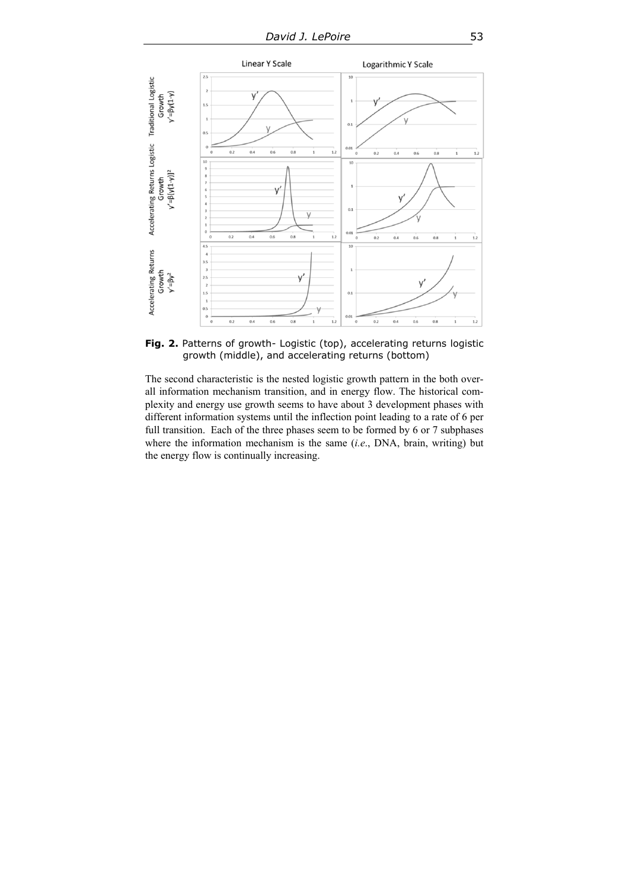**Fig. 2.** Patterns of growth- Logistic (top), accelerating returns logistic growth (middle), and accelerating returns (bottom)

The second characteristic is the nested logistic growth pattern in the both overall information mechanism transition, and in energy flow. The historical complexity and energy use growth seems to have about 3 development phases with different information systems until the inflection point leading to a rate of 6 per full transition. Each of the three phases seem to be formed by 6 or 7 subphases where the information mechanism is the same (*i.e*., DNA, brain, writing) but the energy flow is continually increasing.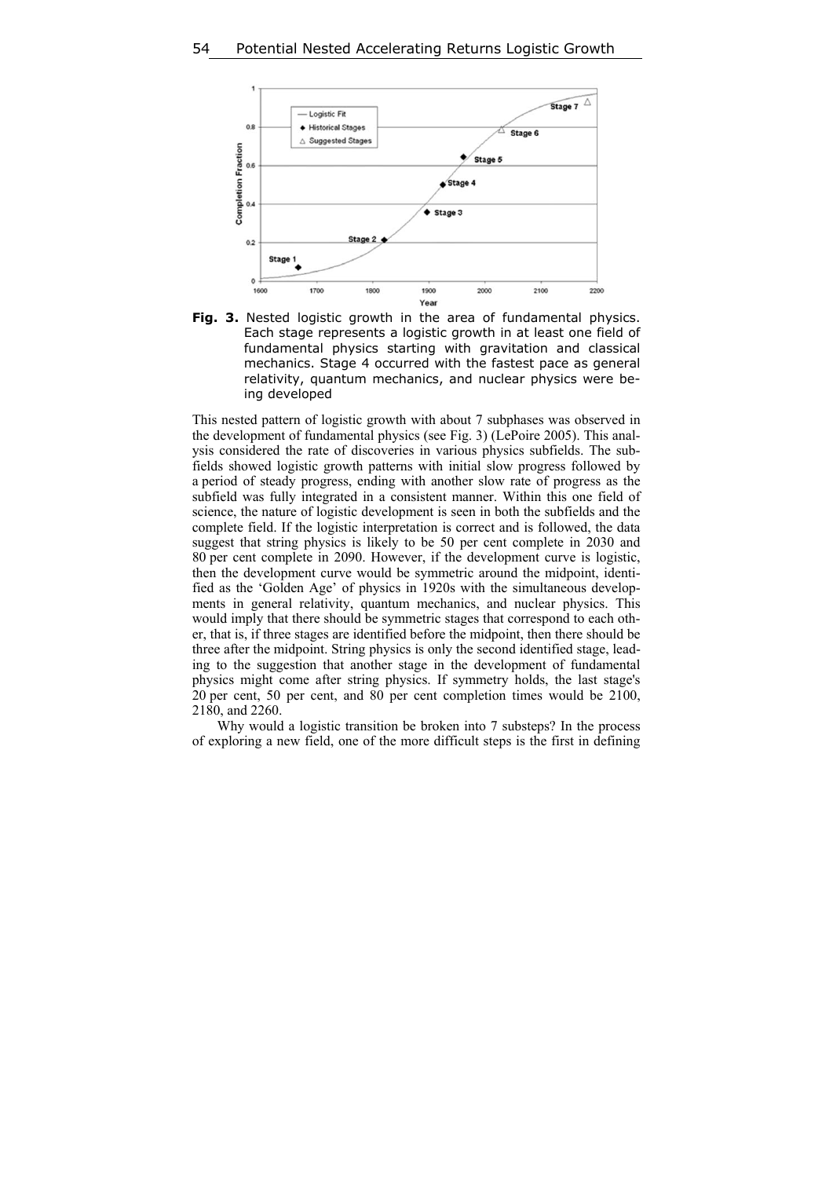**Fig. 3.** Nested logistic growth in the area of fundamental physics. Each stage represents a logistic growth in at least one field of fundamental physics starting with gravitation and classical mechanics. Stage 4 occurred with the fastest pace as general relativity, quantum mechanics, and nuclear physics were being developed

This nested pattern of logistic growth with about 7 subphases was observed in the development of fundamental physics (see Fig. 3) (LePoire 2005). This analysis considered the rate of discoveries in various physics subfields. The subfields showed logistic growth patterns with initial slow progress followed by a period of steady progress, ending with another slow rate of progress as the subfield was fully integrated in a consistent manner. Within this one field of science, the nature of logistic development is seen in both the subfields and the complete field. If the logistic interpretation is correct and is followed, the data suggest that string physics is likely to be 50 per cent complete in 2030 and 80 per cent complete in 2090. However, if the development curve is logistic, then the development curve would be symmetric around the midpoint, identified as the 'Golden Age' of physics in 1920s with the simultaneous developments in general relativity, quantum mechanics, and nuclear physics. This would imply that there should be symmetric stages that correspond to each other, that is, if three stages are identified before the midpoint, then there should be three after the midpoint. String physics is only the second identified stage, leading to the suggestion that another stage in the development of fundamental physics might come after string physics. If symmetry holds, the last stage's 20 per cent, 50 per cent, and 80 per cent completion times would be 2100, 2180, and 2260.

Why would a logistic transition be broken into 7 substeps? In the process of exploring a new field, one of the more difficult steps is the first in defining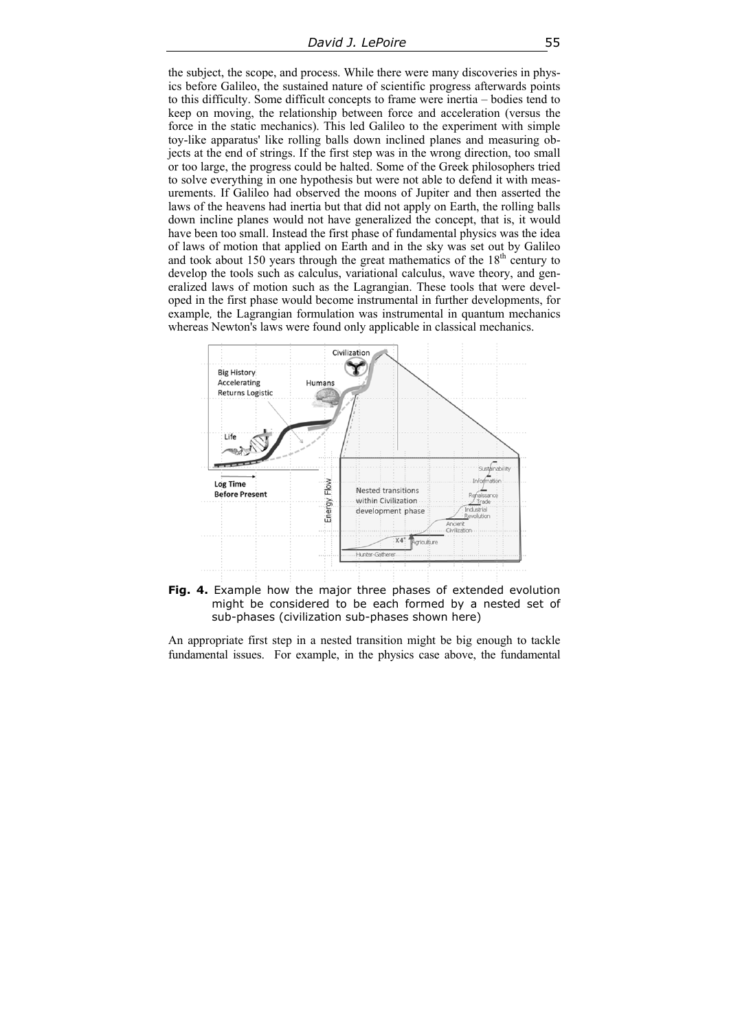the subject, the scope, and process. While there were many discoveries in physics before Galileo, the sustained nature of scientific progress afterwards points to this difficulty. Some difficult concepts to frame were inertia – bodies tend to keep on moving, the relationship between force and acceleration (versus the force in the static mechanics). This led Galileo to the experiment with simple toy-like apparatus' like rolling balls down inclined planes and measuring objects at the end of strings. If the first step was in the wrong direction, too small or too large, the progress could be halted. Some of the Greek philosophers tried to solve everything in one hypothesis but were not able to defend it with measurements. If Galileo had observed the moons of Jupiter and then asserted the laws of the heavens had inertia but that did not apply on Earth, the rolling balls down incline planes would not have generalized the concept, that is, it would have been too small. Instead the first phase of fundamental physics was the idea of laws of motion that applied on Earth and in the sky was set out by Galileo and took about 150 years through the great mathematics of the 18th century to develop the tools such as calculus, variational calculus, wave theory, and generalized laws of motion such as the Lagrangian. These tools that were developed in the first phase would become instrumental in further developments, for example, the Lagrangian formulation was instrumental in quantum mechanics whereas Newton's laws were found only applicable in classical mechanics.

**Fig. 4.** Example how the major three phases of extended evolution might be considered to be each formed by a nested set of sub-phases (civilization sub-phases shown here)

An appropriate first step in a nested transition might be big enough to tackle fundamental issues. For example, in the physics case above, the fundamental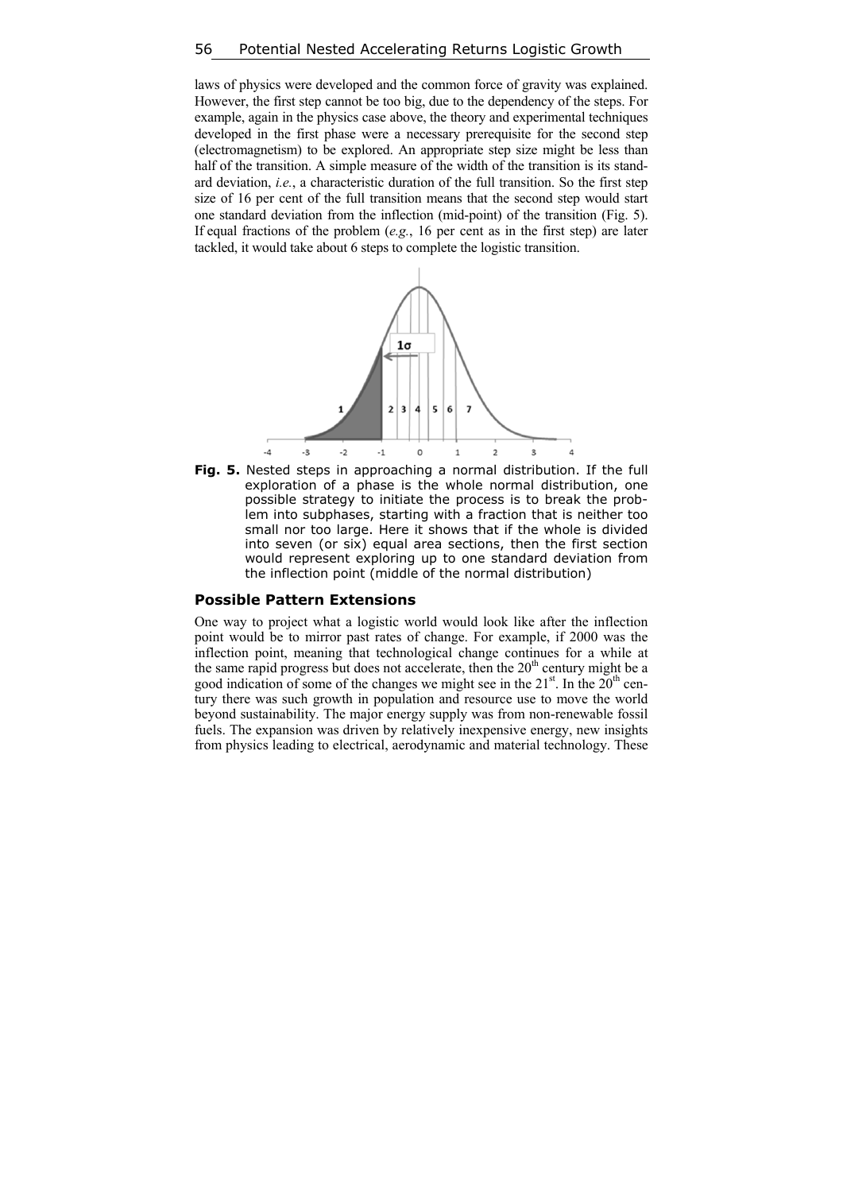laws of physics were developed and the common force of gravity was explained. However, the first step cannot be too big, due to the dependency of the steps. For example, again in the physics case above, the theory and experimental techniques developed in the first phase were a necessary prerequisite for the second step (electromagnetism) to be explored. An appropriate step size might be less than half of the transition. A simple measure of the width of the transition is its standard deviation, *i.e.*, a characteristic duration of the full transition. So the first step size of 16 per cent of the full transition means that the second step would start one standard deviation from the inflection (mid-point) of the transition (Fig. 5). If equal fractions of the problem (*e.g.*, 16 per cent as in the first step) are later tackled, it would take about 6 steps to complete the logistic transition.

**Fig. 5.** Nested steps in approaching a normal distribution. If the full exploration of a phase is the whole normal distribution, one possible strategy to initiate the process is to break the problem into subphases, starting with a fraction that is neither too small nor too large. Here it shows that if the whole is divided into seven (or six) equal area sections, then the first section would represent exploring up to one standard deviation from the inflection point (middle of the normal distribution)

### Possible Pattern Extensions

One way to project what a logistic world would look like after the inflection point would be to mirror past rates of change. For example, if 2000 was the inflection point, meaning that technological change continues for a while at the same rapid progress but does not accelerate, then the 20th century might be a good indication of some of the changes we might see in the 21st. In the 20th century there was such growth in population and resource use to move the world beyond sustainability. The major energy supply was from non-renewable fossil fuels. The expansion was driven by relatively inexpensive energy, new insights from physics leading to electrical, aerodynamic and material technology. These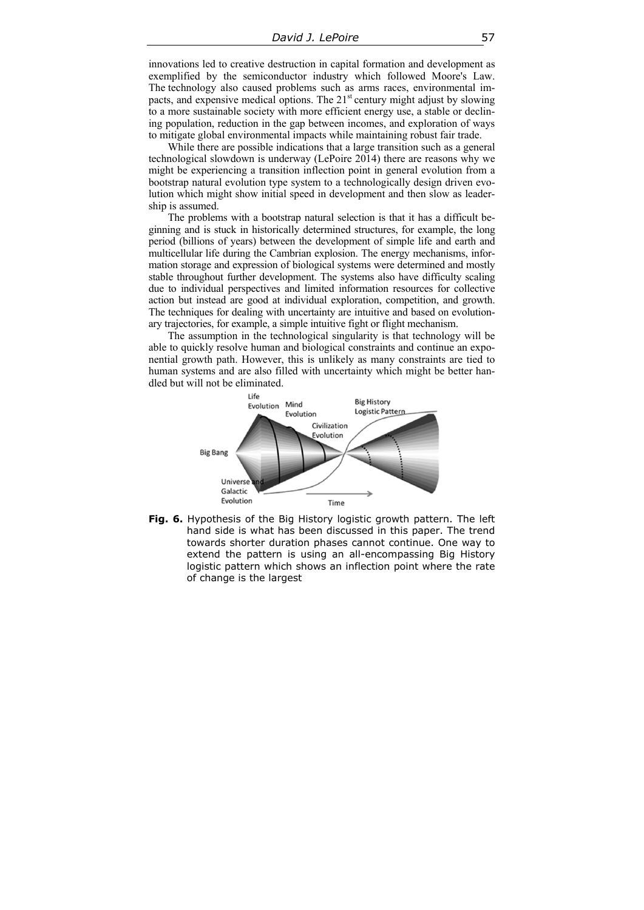innovations led to creative destruction in capital formation and development as exemplified by the semiconductor industry which followed Moore's Law. The technology also caused problems such as arms races, environmental impacts, and expensive medical options. The 21st century might adjust by slowing to a more sustainable society with more efficient energy use, a stable or declining population, reduction in the gap between incomes, and exploration of ways to mitigate global environmental impacts while maintaining robust fair trade.

While there are possible indications that a large transition such as a general technological slowdown is underway (LePoire 2014) there are reasons why we might be experiencing a transition inflection point in general evolution from a bootstrap natural evolution type system to a technologically design driven evolution which might show initial speed in development and then slow as leadership is assumed.

The problems with a bootstrap natural selection is that it has a difficult beginning and is stuck in historically determined structures, for example, the long period (billions of years) between the development of simple life and earth and multicellular life during the Cambrian explosion. The energy mechanisms, information storage and expression of biological systems were determined and mostly stable throughout further development. The systems also have difficulty scaling due to individual perspectives and limited information resources for collective action but instead are good at individual exploration, competition, and growth. The techniques for dealing with uncertainty are intuitive and based on evolutionary trajectories, for example, a simple intuitive fight or flight mechanism.

The assumption in the technological singularity is that technology will be able to quickly resolve human and biological constraints and continue an exponential growth path. However, this is unlikely as many constraints are tied to human systems and are also filled with uncertainty which might be better handled but will not be eliminated.

**Fig. 6.** Hypothesis of the Big History logistic growth pattern. The left hand side is what has been discussed in this paper. The trend towards shorter duration phases cannot continue. One way to extend the pattern is using an all-encompassing Big History logistic pattern which shows an inflection point where the rate of change is the largest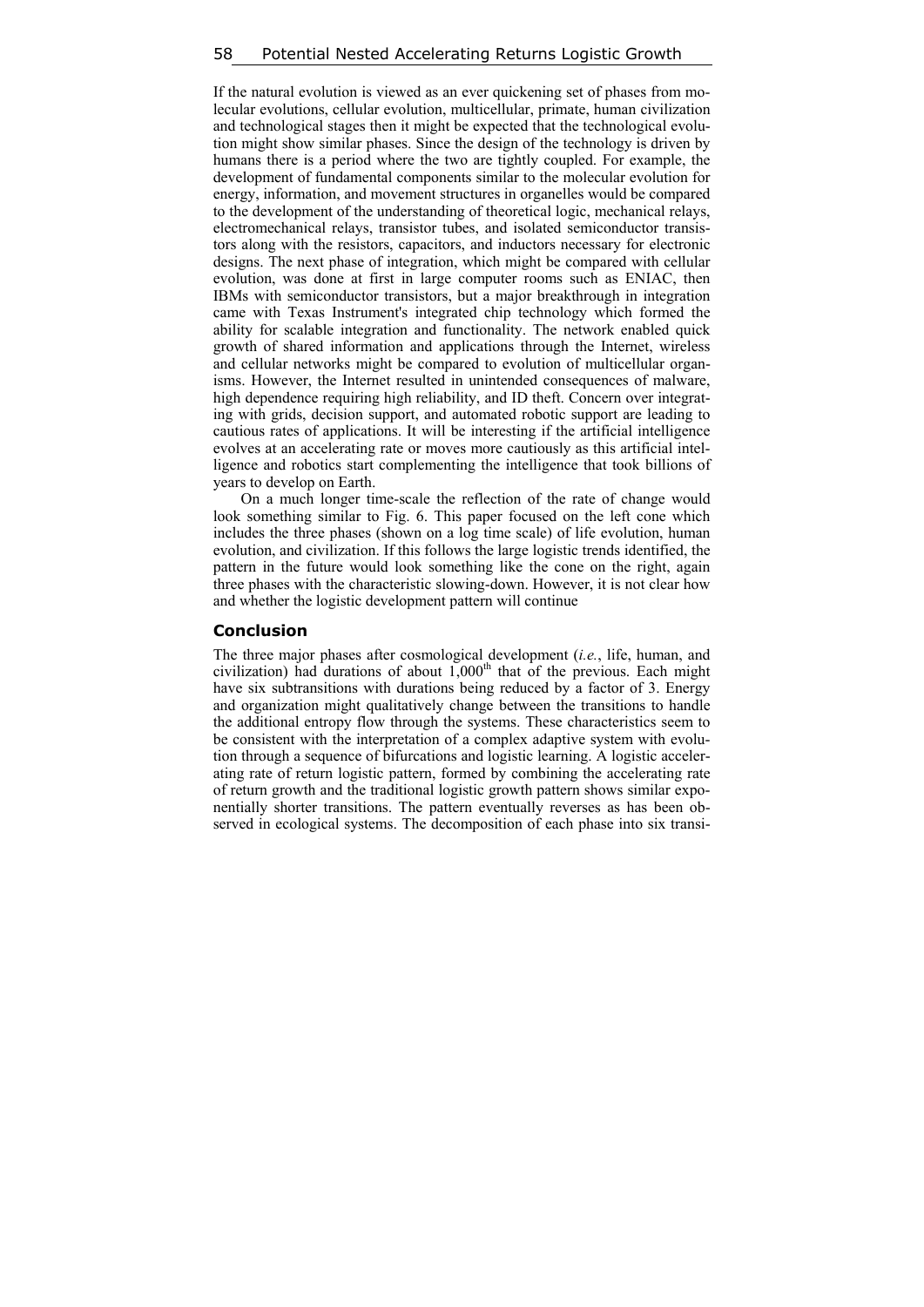If the natural evolution is viewed as an ever quickening set of phases from molecular evolutions, cellular evolution, multicellular, primate, human civilization and technological stages then it might be expected that the technological evolution might show similar phases. Since the design of the technology is driven by humans there is a period where the two are tightly coupled. For example, the development of fundamental components similar to the molecular evolution for energy, information, and movement structures in organelles would be compared to the development of the understanding of theoretical logic, mechanical relays, electromechanical relays, transistor tubes, and isolated semiconductor transistors along with the resistors, capacitors, and inductors necessary for electronic designs. The next phase of integration, which might be compared with cellular evolution, was done at first in large computer rooms such as ENIAC, then IBMs with semiconductor transistors, but a major breakthrough in integration came with Texas Instrument's integrated chip technology which formed the ability for scalable integration and functionality. The network enabled quick growth of shared information and applications through the Internet, wireless and cellular networks might be compared to evolution of multicellular organisms. However, the Internet resulted in unintended consequences of malware, high dependence requiring high reliability, and ID theft. Concern over integrating with grids, decision support, and automated robotic support are leading to cautious rates of applications. It will be interesting if the artificial intelligence evolves at an accelerating rate or moves more cautiously as this artificial intelligence and robotics start complementing the intelligence that took billions of years to develop on Earth.

On a much longer time-scale the reflection of the rate of change would look something similar to Fig. 6. This paper focused on the left cone which includes the three phases (shown on a log time scale) of life evolution, human evolution, and civilization. If this follows the large logistic trends identified, the pattern in the future would look something like the cone on the right, again three phases with the characteristic slowing-down. However, it is not clear how and whether the logistic development pattern will continue

## Conclusion

The three major phases after cosmological development (*i.e.*, life, human, and civilization) had durations of about $1{,}000^{\text{th}}$ that of the previous. Each might have six subtransitions with durations being reduced by a factor of 3. Energy and organization might qualitatively change between the transitions to handle the additional entropy flow through the systems. These characteristics seem to be consistent with the interpretation of a complex adaptive system with evolution through a sequence of bifurcations and logistic learning. A logistic accelerating rate of return logistic pattern, formed by combining the accelerating rate of return growth and the traditional logistic growth pattern shows similar exponentially shorter transitions. The pattern eventually reverses as has been observed in ecological systems. The decomposition of each phase into six transi-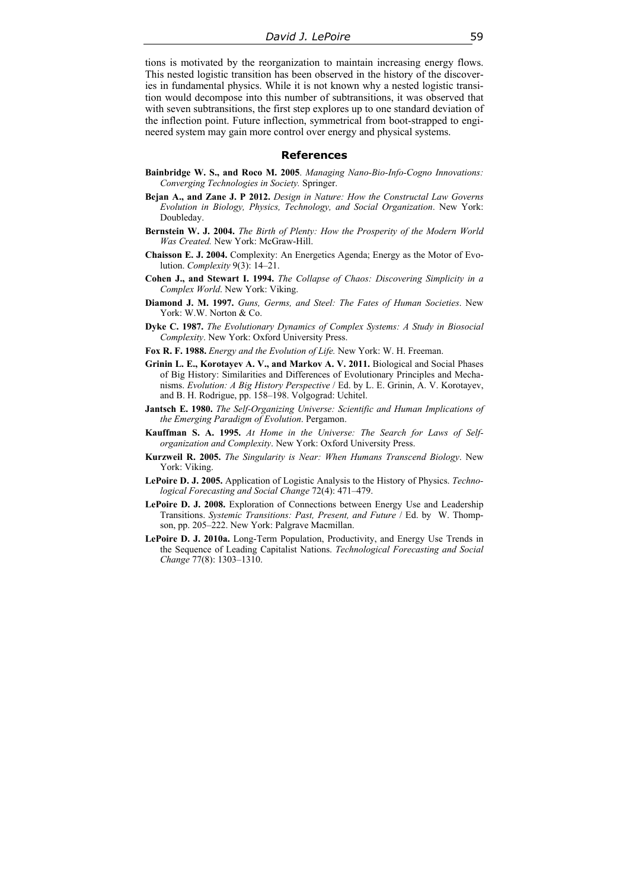tions is motivated by the reorganization to maintain increasing energy flows. This nested logistic transition has been observed in the history of the discoveries in fundamental physics. While it is not known why a nested logistic transition would decompose into this number of subtransitions, it was observed that with seven subtransitions, the first step explores up to one standard deviation of the inflection point. Future inflection, symmetrical from boot-strapped to engineered system may gain more control over energy and physical systems.

## References

**Bainbridge W. S., and Roco M. 2005**. *Managing Nano-Bio-Info-Cogno Innovations: Converging Technologies in Society.* Springer.

**Bejan A., and Zane J. P 2012.** *Design in Nature: How the Constructal Law Governs Evolution in Biology, Physics, Technology, and Social Organization*. New York: Doubleday.

**Bernstein W. J. 2004.** *The Birth of Plenty: How the Prosperity of the Modern World Was Created.* New York: McGraw-Hill.

**Chaisson E. J. 2004.** Complexity: An Energetics Agenda; Energy as the Motor of Evolution. *Complexity* 9(3): 14–21.

**Cohen J., and Stewart I. 1994.** *The Collapse of Chaos: Discovering Simplicity in a Complex World*. New York: Viking.

**Diamond J. M. 1997.** *Guns, Germs, and Steel: The Fates of Human Societies*. New York: W.W. Norton & Co.

**Dyke C. 1987.** *The Evolutionary Dynamics of Complex Systems: A Study in Biosocial Complexity*. New York: Oxford University Press.

**Fox R. F. 1988.** *Energy and the Evolution of Life.* New York: W. H. Freeman.

**Grinin L. E., Korotayev A. V., and Markov A. V. 2011.** Biological and Social Phases of Big History: Similarities and Differences of Evolutionary Principles and Mechanisms. *Evolution: A Big History Perspective* / Ed. by L. E. Grinin, A. V. Korotayev, and B. H. Rodrigue, pp. 158–198. Volgograd: Uchitel.

**Jantsch E. 1980.** *The Self-Organizing Universe: Scientific and Human Implications of the Emerging Paradigm of Evolution*. Pergamon.

**Kauffman S. A. 1995.** *At Home in the Universe: The Search for Laws of Self-organization and Complexity*. New York: Oxford University Press.

**Kurzweil R. 2005.** *The Singularity is Near: When Humans Transcend Biology*. New York: Viking.

**LePoire D. J. 2005.** Application of Logistic Analysis to the History of Physics. *Technological Forecasting and Social Change* 72(4): 471–479.

**LePoire D. J. 2008.** Exploration of Connections between Energy Use and Leadership Transitions. *Systemic Transitions: Past, Present, and Future* / Ed. by W. Thompson, pp. 205–222. New York: Palgrave Macmillan.

**LePoire D. J. 2010a.** Long-Term Population, Productivity, and Energy Use Trends in the Sequence of Leading Capitalist Nations. *Technological Forecasting and Social Change* 77(8): 1303–1310.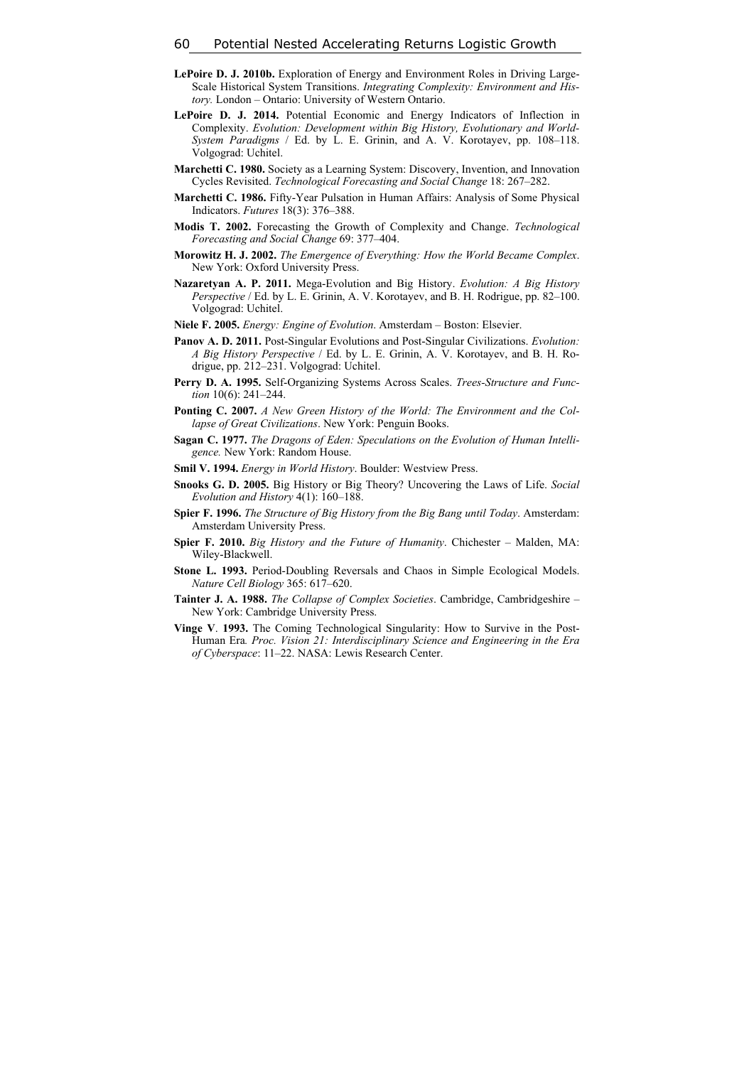**LePoire D. J. 2010b.** Exploration of Energy and Environment Roles in Driving Large-Scale Historical System Transitions. *Integrating Complexity: Environment and History.* London – Ontario: University of Western Ontario.

**LePoire D. J. 2014.** Potential Economic and Energy Indicators of Inflection in Complexity. *Evolution: Development within Big History, Evolutionary and World-System Paradigms* / Ed. by L. E. Grinin, and A. V. Korotayev, pp. 108–118. Volgograd: Uchitel.

**Marchetti C. 1980.** Society as a Learning System: Discovery, Invention, and Innovation Cycles Revisited. *Technological Forecasting and Social Change* 18: 267–282.

**Marchetti C. 1986.** Fifty-Year Pulsation in Human Affairs: Analysis of Some Physical Indicators. *Futures* 18(3): 376–388.

**Modis T. 2002.** Forecasting the Growth of Complexity and Change. *Technological Forecasting and Social Change* 69: 377–404.

**Morowitz H. J. 2002.** *The Emergence of Everything: How the World Became Complex*. New York: Oxford University Press.

**Nazaretyan A. P. 2011.** Mega-Evolution and Big History. *Evolution: A Big History Perspective* / Ed. by L. E. Grinin, A. V. Korotayev, and B. H. Rodrigue, pp. 82–100. Volgograd: Uchitel.

**Niele F. 2005.** *Energy: Engine of Evolution*. Amsterdam – Boston: Elsevier.

**Panov A. D. 2011.** Post-Singular Evolutions and Post-Singular Civilizations. *Evolution: A Big History Perspective* / Ed. by L. E. Grinin, A. V. Korotayev, and B. H. Rodrigue, pp. 212–231. Volgograd: Uchitel.

**Perry D. A. 1995.** Self-Organizing Systems Across Scales. *Trees-Structure and Function* 10(6): 241–244.

**Ponting C. 2007.** *A New Green History of the World: The Environment and the Collapse of Great Civilizations*. New York: Penguin Books.

**Sagan C. 1977.** *The Dragons of Eden: Speculations on the Evolution of Human Intelligence.* New York: Random House.

**Smil V. 1994.** *Energy in World History*. Boulder: Westview Press.

**Snooks G. D. 2005.** Big History or Big Theory? Uncovering the Laws of Life. *Social Evolution and History* 4(1): 160–188.

**Spier F. 1996.** *The Structure of Big History from the Big Bang until Today*. Amsterdam: Amsterdam University Press.

**Spier F. 2010.** *Big History and the Future of Humanity*. Chichester – Malden, MA: Wiley-Blackwell.

**Stone L. 1993.** Period-Doubling Reversals and Chaos in Simple Ecological Models. *Nature Cell Biology* 365: 617–620.

**Tainter J. A. 1988.** *The Collapse of Complex Societies*. Cambridge, Cambridgeshire – New York: Cambridge University Press.

**Vinge V. 1993.** The Coming Technological Singularity: How to Survive in the Post-Human Era*. Proc. Vision 21: Interdisciplinary Science and Engineering in the Era of Cyberspace*: 11–22. NASA: Lewis Research Center.